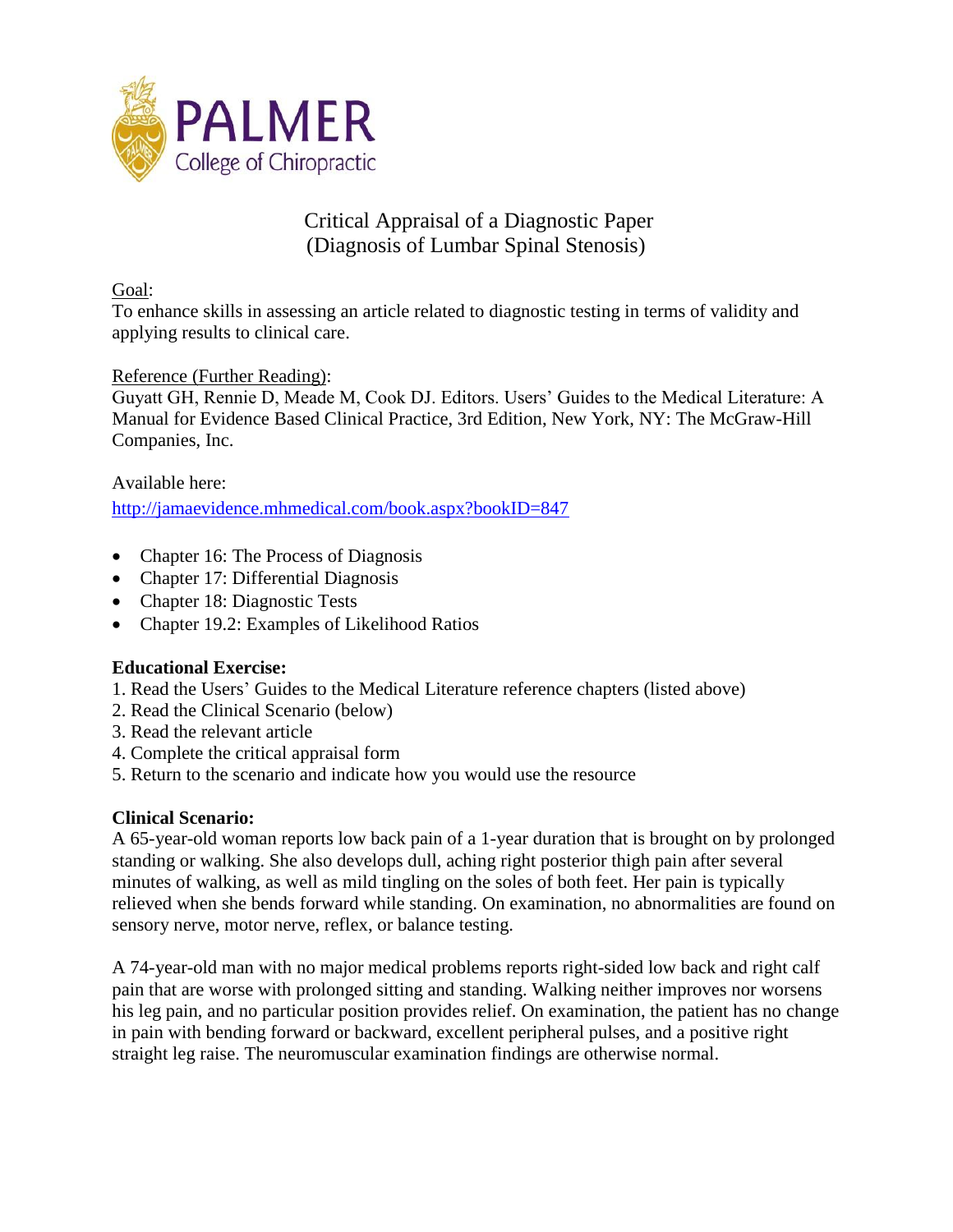PALMER

College of Chiropractic

# Critical Appraisal of a Diagnostic Paper
## (Diagnosis of Lumbar Spinal Stenosis)

Goal:

To enhance skills in assessing an article related to diagnostic testing in terms of validity and applying results to clinical care.

Reference (Further Reading):

Guyatt GH, Rennie D, Meade M, Cook DJ. Editors. Users' Guides to the Medical Literature: A Manual for Evidence Based Clinical Practice, 3rd Edition, New York, NY: The McGraw-Hill Companies, Inc.

Available here:

http://jamaevidence.mhmedical.com/book.aspx?bookID=847

- Chapter 16: The Process of Diagnosis
- Chapter 17: Differential Diagnosis
- Chapter 18: Diagnostic Tests
- Chapter 19.2: Examples of Likelihood Ratios

**Educational Exercise:**

1. Read the Users' Guides to the Medical Literature reference chapters (listed above)
2. Read the Clinical Scenario (below)
3. Read the relevant article
4. Complete the critical appraisal form
5. Return to the scenario and indicate how you would use the resource

**Clinical Scenario:**

A 65-year-old woman reports low back pain of a 1-year duration that is brought on by prolonged standing or walking. She also develops dull, aching right posterior thigh pain after several minutes of walking, as well as mild tingling on the soles of both feet. Her pain is typically relieved when she bends forward while standing. On examination, no abnormalities are found on sensory nerve, motor nerve, reflex, or balance testing.

A 74-year-old man with no major medical problems reports right-sided low back and right calf pain that are worse with prolonged sitting and standing. Walking neither improves nor worsens his leg pain, and no particular position provides relief. On examination, the patient has no change in pain with bending forward or backward, excellent peripheral pulses, and a positive right straight leg raise. The neuromuscular examination findings are otherwise normal.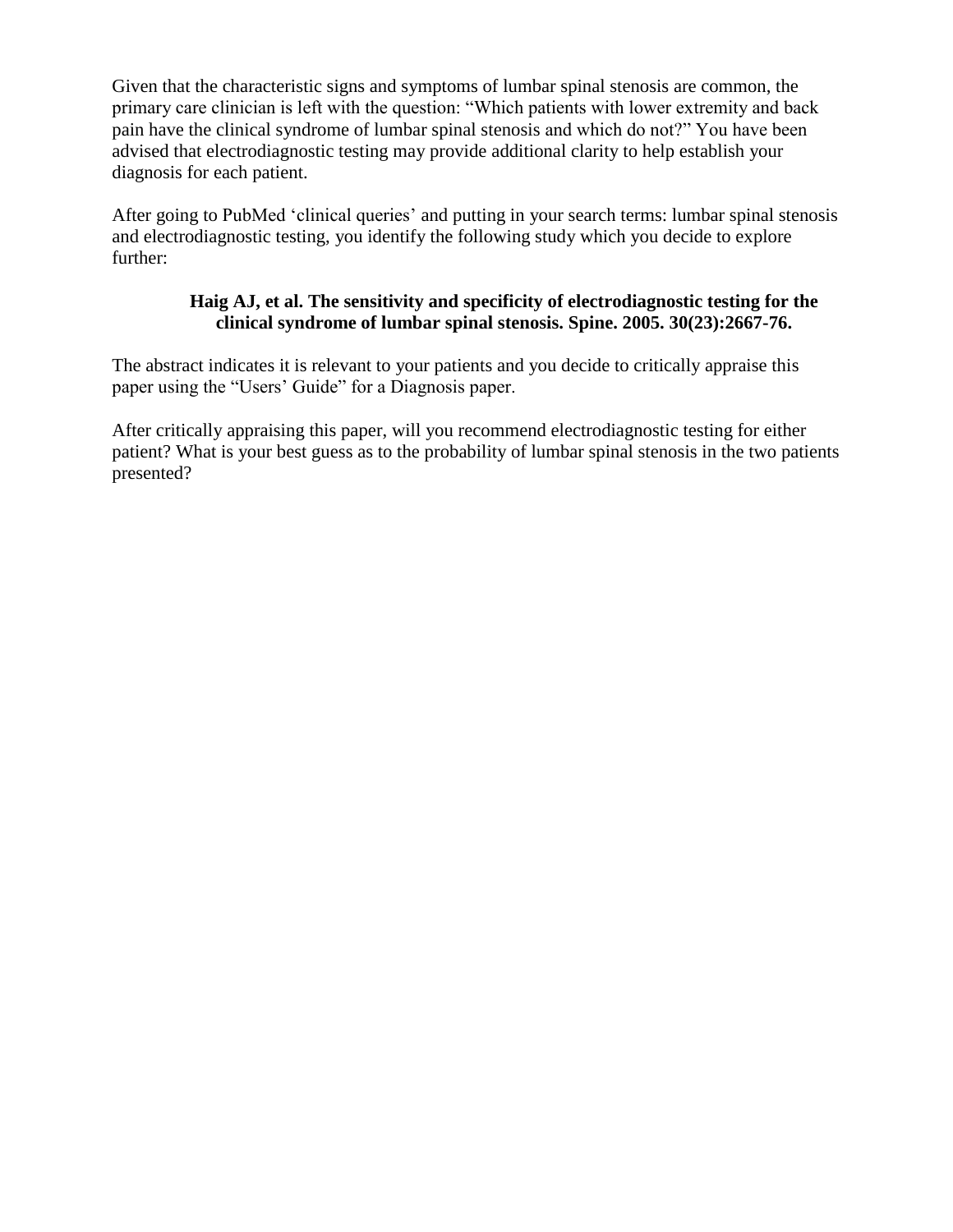Given that the characteristic signs and symptoms of lumbar spinal stenosis are common, the primary care clinician is left with the question: "Which patients with lower extremity and back pain have the clinical syndrome of lumbar spinal stenosis and which do not?" You have been advised that electrodiagnostic testing may provide additional clarity to help establish your diagnosis for each patient.

After going to PubMed 'clinical queries' and putting in your search terms: lumbar spinal stenosis and electrodiagnostic testing, you identify the following study which you decide to explore further:

**Haig AJ, et al. The sensitivity and specificity of electrodiagnostic testing for the clinical syndrome of lumbar spinal stenosis. Spine. 2005. 30(23):2667-76.**

The abstract indicates it is relevant to your patients and you decide to critically appraise this paper using the "Users' Guide" for a Diagnosis paper.

After critically appraising this paper, will you recommend electrodiagnostic testing for either patient? What is your best guess as to the probability of lumbar spinal stenosis in the two patients presented?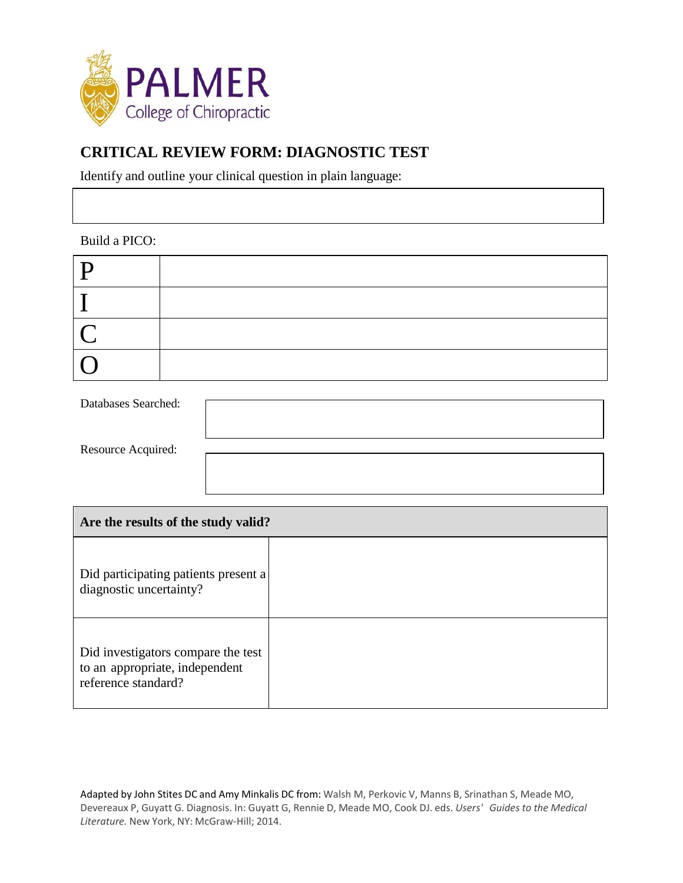PALMER College of Chiropractic

## CRITICAL REVIEW FORM: DIAGNOSTIC TEST

Identify and outline your clinical question in plain language:

| |
|---|
| |

Build a PICO:

| | |
|---|---|
| P | |
| I | |
| C | |
| O | |

| | |
|---|---|
| Databases Searched: | |
| Resource Acquired: | |

| Are the results of the study valid? | |
|---|---|
| Did participating patients present a diagnostic uncertainty? | |
| Did investigators compare the test to an appropriate, independent reference standard? | |

Adapted by John Stites DC and Amy Minkalis DC from: Walsh M, Perkovic V, Manns B, Srinathan S, Meade MO, Devereaux P, Guyatt G. Diagnosis. In: Guyatt G, Rennie D, Meade MO, Cook DJ. eds. *Users' Guides to the Medical Literature.* New York, NY: McGraw-Hill; 2014.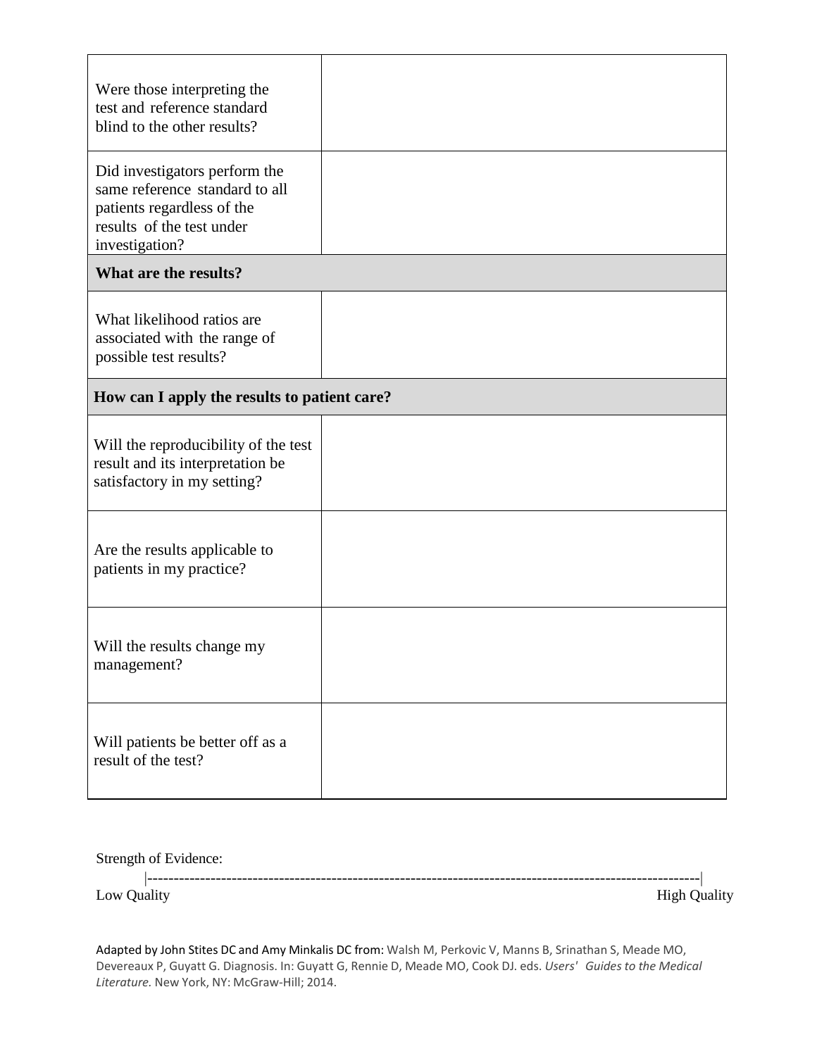| | |
|---|---|
| Were those interpreting the test and reference standard blind to the other results? | |
| Did investigators perform the same reference standard to all patients regardless of the results of the test under investigation? | |
| **What are the results?** | |
| What likelihood ratios are associated with the range of possible test results? | |
| **How can I apply the results to patient care?** | |
| Will the reproducibility of the test result and its interpretation be satisfactory in my setting? | |
| Are the results applicable to patients in my practice? | |
| Will the results change my management? | |
| Will patients be better off as a result of the test? | |

Strength of Evidence:

|-------------------------------------------------------------------------------------------------------|

Low Quality High Quality

Adapted by John Stites DC and Amy Minkalis DC from: Walsh M, Perkovic V, Manns B, Srinathan S, Meade MO, Devereaux P, Guyatt G. Diagnosis. In: Guyatt G, Rennie D, Meade MO, Cook DJ. eds. *Users' Guides to the Medical Literature.* New York, NY: McGraw-Hill; 2014.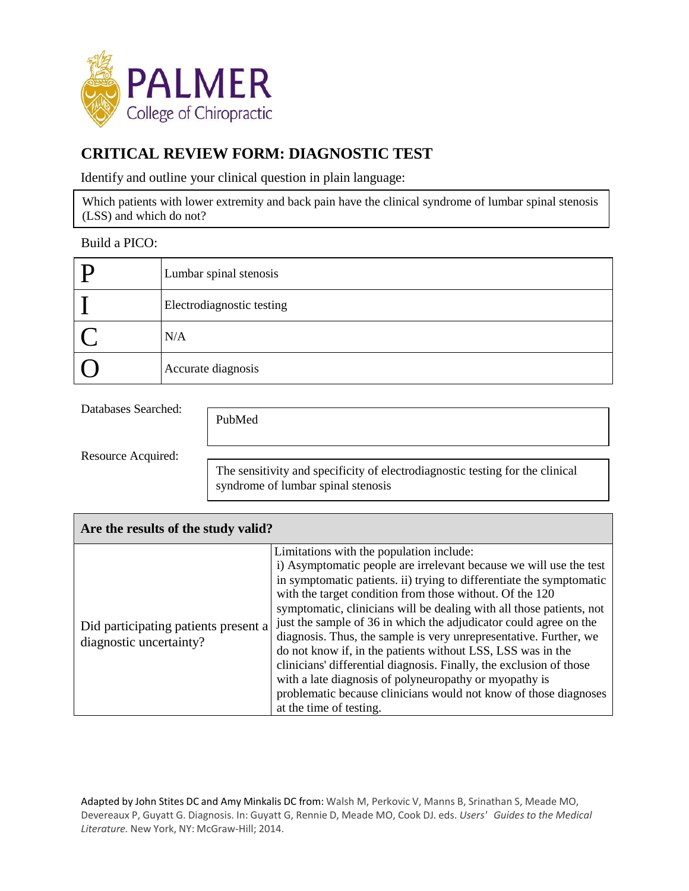PALMER College of Chiropractic

# CRITICAL REVIEW FORM: DIAGNOSTIC TEST

Identify and outline your clinical question in plain language:

| Which patients with lower extremity and back pain have the clinical syndrome of lumbar spinal stenosis (LSS) and which do not? |
|---|

Build a PICO:

| | |
|---|---|
| P | Lumbar spinal stenosis |
| I | Electrodiagnostic testing |
| C | N/A |
| O | Accurate diagnosis |

Databases Searched:

| PubMed |
|---|

Resource Acquired:

| The sensitivity and specificity of electrodiagnostic testing for the clinical syndrome of lumbar spinal stenosis |
|---|

| Are the results of the study valid? | |
|---|---|
| Did participating patients present a diagnostic uncertainty? | Limitations with the population include: i) Asymptomatic people are irrelevant because we will use the test in symptomatic patients. ii) trying to differentiate the symptomatic with the target condition from those without. Of the 120 symptomatic, clinicians will be dealing with all those patients, not just the sample of 36 in which the adjudicator could agree on the diagnosis. Thus, the sample is very unrepresentative. Further, we do not know if, in the patients without LSS, LSS was in the clinicians' differential diagnosis. Finally, the exclusion of those with a late diagnosis of polyneuropathy or myopathy is problematic because clinicians would not know of those diagnoses at the time of testing. |

Adapted by John Stites DC and Amy Minkalis DC from: Walsh M, Perkovic V, Manns B, Srinathan S, Meade MO, Devereaux P, Guyatt G. Diagnosis. In: Guyatt G, Rennie D, Meade MO, Cook DJ. eds. *Users' Guides to the Medical Literature.* New York, NY: McGraw-Hill; 2014.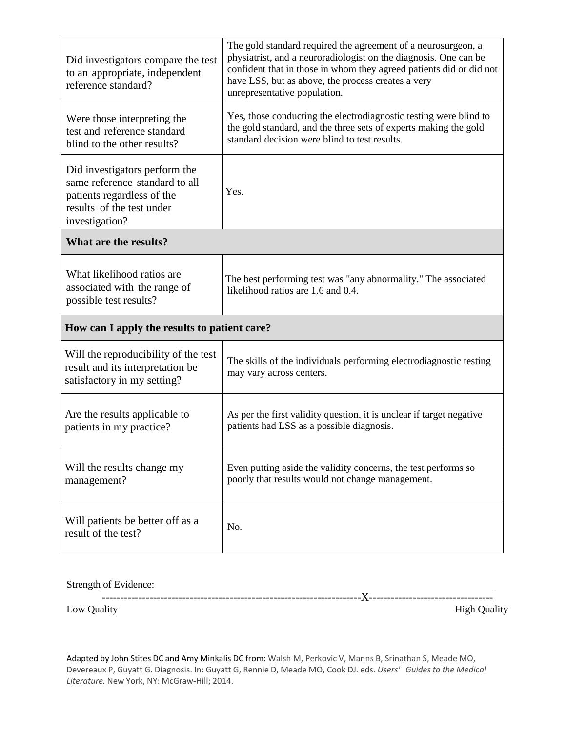| | |
|---|---|
| Did investigators compare the test to an appropriate, independent reference standard? | The gold standard required the agreement of a neurosurgeon, a physiatrist, and a neuroradiologist on the diagnosis. One can be confident that in those in whom they agreed patients did or did not have LSS, but as above, the process creates a very unrepresentative population. |
| Were those interpreting the test and reference standard blind to the other results? | Yes, those conducting the electrodiagnostic testing were blind to the gold standard, and the three sets of experts making the gold standard decision were blind to test results. |
| Did investigators perform the same reference standard to all patients regardless of the results of the test under investigation? | Yes. |
| **What are the results?** | |
| What likelihood ratios are associated with the range of possible test results? | The best performing test was "any abnormality." The associated likelihood ratios are 1.6 and 0.4. |
| **How can I apply the results to patient care?** | |
| Will the reproducibility of the test result and its interpretation be satisfactory in my setting? | The skills of the individuals performing electrodiagnostic testing may vary across centers. |
| Are the results applicable to patients in my practice? | As per the first validity question, it is unclear if target negative patients had LSS as a possible diagnosis. |
| Will the results change my management? | Even putting aside the validity concerns, the test performs so poorly that results would not change management. |
| Will patients be better off as a result of the test? | No. |

Strength of Evidence:

|----------------------------------------------------------------------X----------------------------------|

Low Quality High Quality

Adapted by John Stites DC and Amy Minkalis DC from: Walsh M, Perkovic V, Manns B, Srinathan S, Meade MO, Devereaux P, Guyatt G. Diagnosis. In: Guyatt G, Rennie D, Meade MO, Cook DJ. eds. *Users' Guides to the Medical Literature.* New York, NY: McGraw-Hill; 2014.